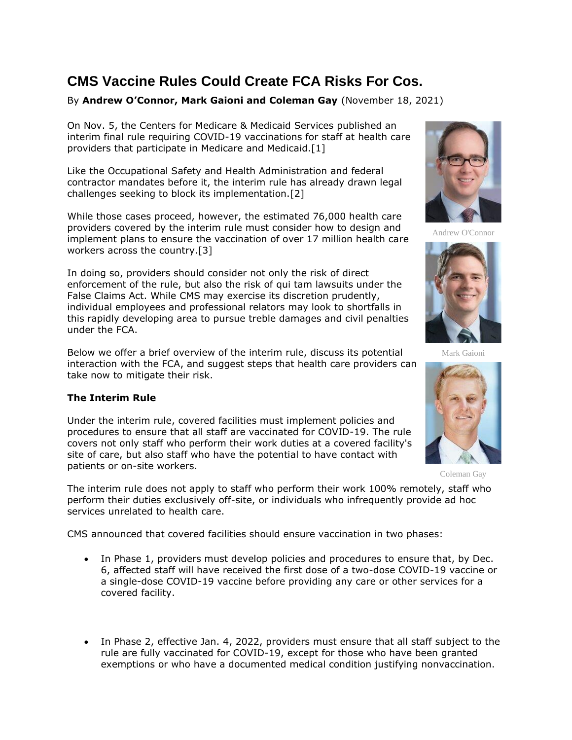# CMS Vaccine Rules Could Create FCA Risks For Cos.

By **Andrew O'Connor, Mark Gaioni and Coleman Gay** (November 18, 2021)

Andrew O'Connor

Mark Gaioni

Coleman Gay

On Nov. 5, the Centers for Medicare & Medicaid Services published an interim final rule requiring COVID-19 vaccinations for staff at health care providers that participate in Medicare and Medicaid.[1]

Like the Occupational Safety and Health Administration and federal contractor mandates before it, the interim rule has already drawn legal challenges seeking to block its implementation.[2]

While those cases proceed, however, the estimated 76,000 health care providers covered by the interim rule must consider how to design and implement plans to ensure the vaccination of over 17 million health care workers across the country.[3]

In doing so, providers should consider not only the risk of direct enforcement of the rule, but also the risk of qui tam lawsuits under the False Claims Act. While CMS may exercise its discretion prudently, individual employees and professional relators may look to shortfalls in this rapidly developing area to pursue treble damages and civil penalties under the FCA.

Below we offer a brief overview of the interim rule, discuss its potential interaction with the FCA, and suggest steps that health care providers can take now to mitigate their risk.

**The Interim Rule**

Under the interim rule, covered facilities must implement policies and procedures to ensure that all staff are vaccinated for COVID-19. The rule covers not only staff who perform their work duties at a covered facility's site of care, but also staff who have the potential to have contact with patients or on-site workers.

The interim rule does not apply to staff who perform their work 100% remotely, staff who perform their duties exclusively off-site, or individuals who infrequently provide ad hoc services unrelated to health care.

CMS announced that covered facilities should ensure vaccination in two phases:

- In Phase 1, providers must develop policies and procedures to ensure that, by Dec. 6, affected staff will have received the first dose of a two-dose COVID-19 vaccine or a single-dose COVID-19 vaccine before providing any care or other services for a covered facility.

- In Phase 2, effective Jan. 4, 2022, providers must ensure that all staff subject to the rule are fully vaccinated for COVID-19, except for those who have been granted exemptions or who have a documented medical condition justifying nonvaccination.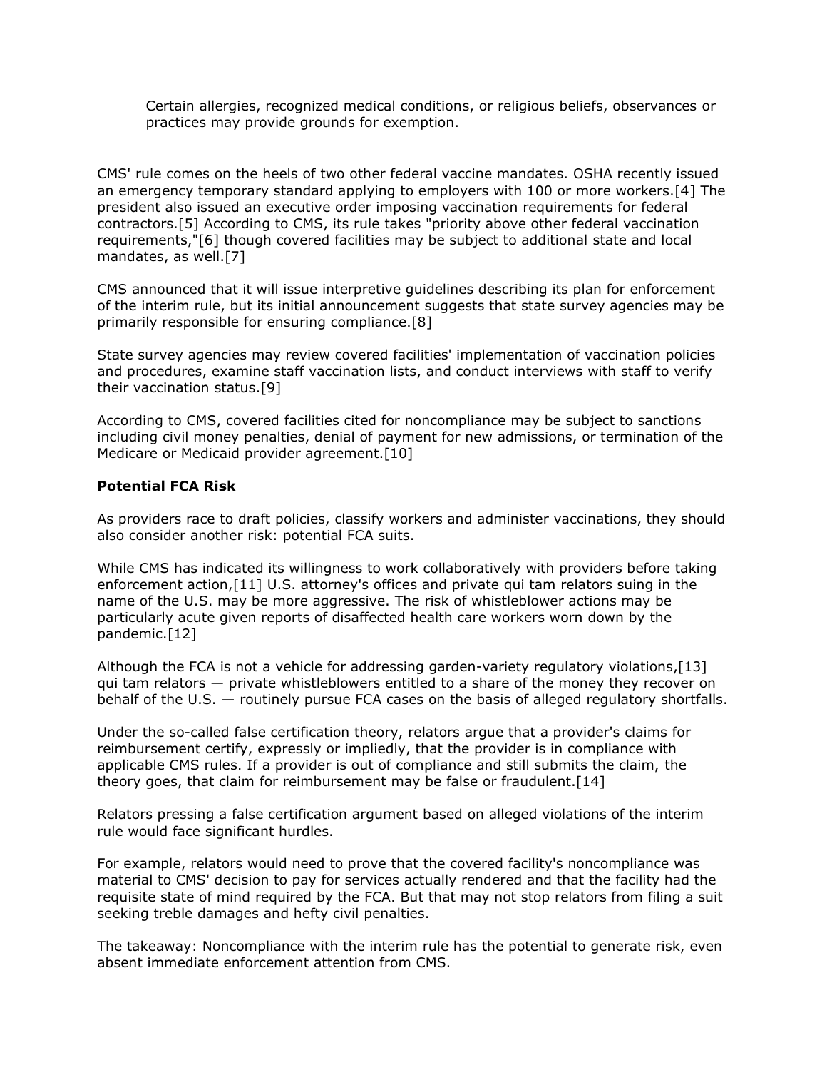Certain allergies, recognized medical conditions, or religious beliefs, observances or practices may provide grounds for exemption.

CMS' rule comes on the heels of two other federal vaccine mandates. OSHA recently issued an emergency temporary standard applying to employers with 100 or more workers.[4] The president also issued an executive order imposing vaccination requirements for federal contractors.[5] According to CMS, its rule takes "priority above other federal vaccination requirements,"[6] though covered facilities may be subject to additional state and local mandates, as well.[7]

CMS announced that it will issue interpretive guidelines describing its plan for enforcement of the interim rule, but its initial announcement suggests that state survey agencies may be primarily responsible for ensuring compliance.[8]

State survey agencies may review covered facilities' implementation of vaccination policies and procedures, examine staff vaccination lists, and conduct interviews with staff to verify their vaccination status.[9]

According to CMS, covered facilities cited for noncompliance may be subject to sanctions including civil money penalties, denial of payment for new admissions, or termination of the Medicare or Medicaid provider agreement.[10]

**Potential FCA Risk**

As providers race to draft policies, classify workers and administer vaccinations, they should also consider another risk: potential FCA suits.

While CMS has indicated its willingness to work collaboratively with providers before taking enforcement action,[11] U.S. attorney's offices and private qui tam relators suing in the name of the U.S. may be more aggressive. The risk of whistleblower actions may be particularly acute given reports of disaffected health care workers worn down by the pandemic.[12]

Although the FCA is not a vehicle for addressing garden-variety regulatory violations,[13] qui tam relators — private whistleblowers entitled to a share of the money they recover on behalf of the U.S. — routinely pursue FCA cases on the basis of alleged regulatory shortfalls.

Under the so-called false certification theory, relators argue that a provider's claims for reimbursement certify, expressly or impliedly, that the provider is in compliance with applicable CMS rules. If a provider is out of compliance and still submits the claim, the theory goes, that claim for reimbursement may be false or fraudulent.[14]

Relators pressing a false certification argument based on alleged violations of the interim rule would face significant hurdles.

For example, relators would need to prove that the covered facility's noncompliance was material to CMS' decision to pay for services actually rendered and that the facility had the requisite state of mind required by the FCA. But that may not stop relators from filing a suit seeking treble damages and hefty civil penalties.

The takeaway: Noncompliance with the interim rule has the potential to generate risk, even absent immediate enforcement attention from CMS.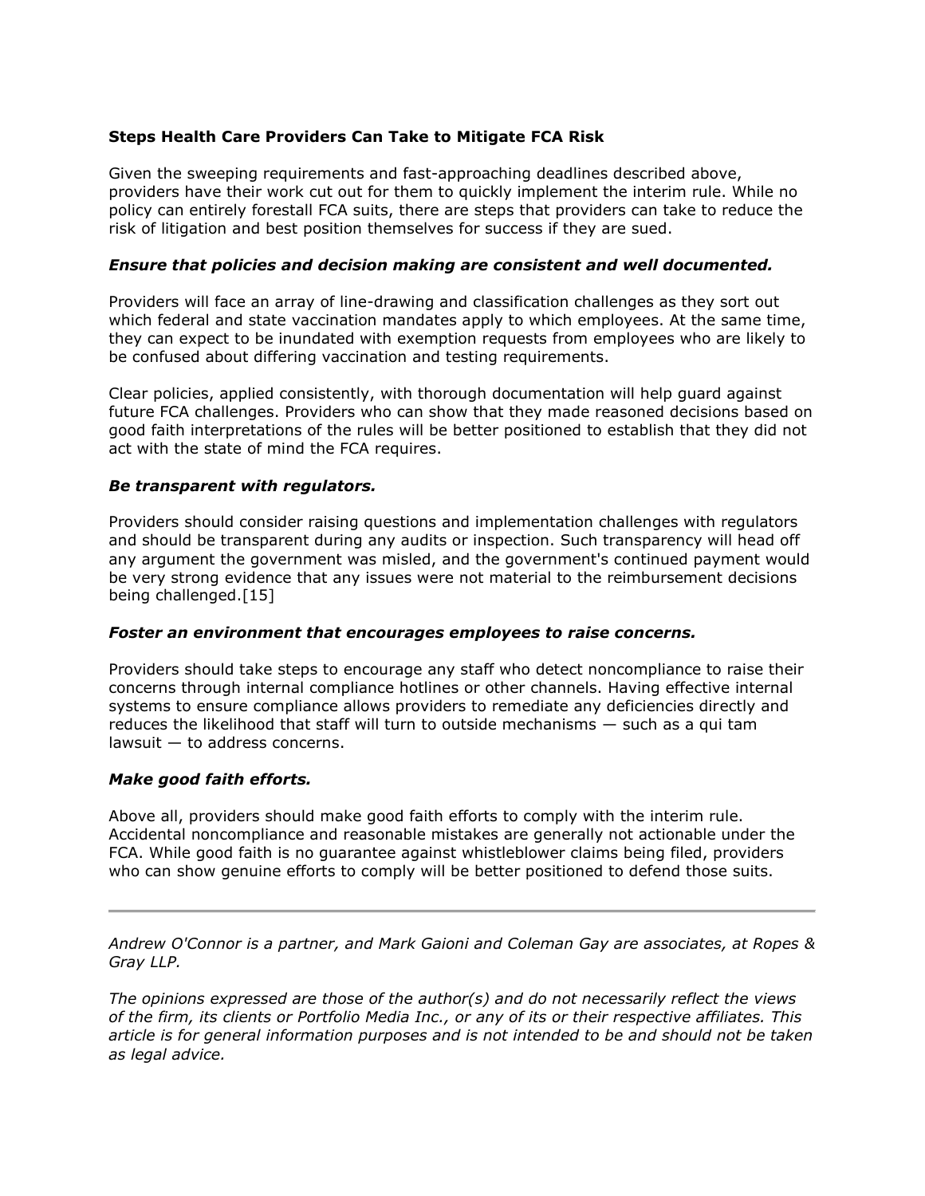**Steps Health Care Providers Can Take to Mitigate FCA Risk**

Given the sweeping requirements and fast-approaching deadlines described above, providers have their work cut out for them to quickly implement the interim rule. While no policy can entirely forestall FCA suits, there are steps that providers can take to reduce the risk of litigation and best position themselves for success if they are sued.

***Ensure that policies and decision making are consistent and well documented.***

Providers will face an array of line-drawing and classification challenges as they sort out which federal and state vaccination mandates apply to which employees. At the same time, they can expect to be inundated with exemption requests from employees who are likely to be confused about differing vaccination and testing requirements.

Clear policies, applied consistently, with thorough documentation will help guard against future FCA challenges. Providers who can show that they made reasoned decisions based on good faith interpretations of the rules will be better positioned to establish that they did not act with the state of mind the FCA requires.

***Be transparent with regulators.***

Providers should consider raising questions and implementation challenges with regulators and should be transparent during any audits or inspection. Such transparency will head off any argument the government was misled, and the government's continued payment would be very strong evidence that any issues were not material to the reimbursement decisions being challenged.[15]

***Foster an environment that encourages employees to raise concerns.***

Providers should take steps to encourage any staff who detect noncompliance to raise their concerns through internal compliance hotlines or other channels. Having effective internal systems to ensure compliance allows providers to remediate any deficiencies directly and reduces the likelihood that staff will turn to outside mechanisms — such as a qui tam lawsuit — to address concerns.

***Make good faith efforts.***

Above all, providers should make good faith efforts to comply with the interim rule. Accidental noncompliance and reasonable mistakes are generally not actionable under the FCA. While good faith is no guarantee against whistleblower claims being filed, providers who can show genuine efforts to comply will be better positioned to defend those suits.

---

*Andrew O'Connor is a partner, and Mark Gaioni and Coleman Gay are associates, at Ropes & Gray LLP.*

*The opinions expressed are those of the author(s) and do not necessarily reflect the views of the firm, its clients or Portfolio Media Inc., or any of its or their respective affiliates. This article is for general information purposes and is not intended to be and should not be taken as legal advice.*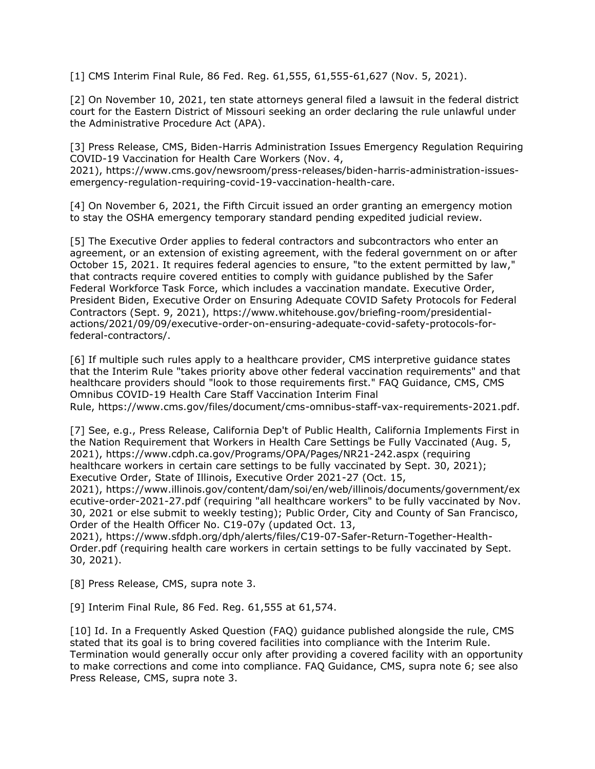[1] CMS Interim Final Rule, 86 Fed. Reg. 61,555, 61,555-61,627 (Nov. 5, 2021).

[2] On November 10, 2021, ten state attorneys general filed a lawsuit in the federal district court for the Eastern District of Missouri seeking an order declaring the rule unlawful under the Administrative Procedure Act (APA).

[3] Press Release, CMS, Biden-Harris Administration Issues Emergency Regulation Requiring COVID-19 Vaccination for Health Care Workers (Nov. 4, 2021), https://www.cms.gov/newsroom/press-releases/biden-harris-administration-issues-emergency-regulation-requiring-covid-19-vaccination-health-care.

[4] On November 6, 2021, the Fifth Circuit issued an order granting an emergency motion to stay the OSHA emergency temporary standard pending expedited judicial review.

[5] The Executive Order applies to federal contractors and subcontractors who enter an agreement, or an extension of existing agreement, with the federal government on or after October 15, 2021. It requires federal agencies to ensure, "to the extent permitted by law," that contracts require covered entities to comply with guidance published by the Safer Federal Workforce Task Force, which includes a vaccination mandate. Executive Order, President Biden, Executive Order on Ensuring Adequate COVID Safety Protocols for Federal Contractors (Sept. 9, 2021), https://www.whitehouse.gov/briefing-room/presidential-actions/2021/09/09/executive-order-on-ensuring-adequate-covid-safety-protocols-for-federal-contractors/.

[6] If multiple such rules apply to a healthcare provider, CMS interpretive guidance states that the Interim Rule "takes priority above other federal vaccination requirements" and that healthcare providers should "look to those requirements first." FAQ Guidance, CMS, CMS Omnibus COVID-19 Health Care Staff Vaccination Interim Final Rule, https://www.cms.gov/files/document/cms-omnibus-staff-vax-requirements-2021.pdf.

[7] See, e.g., Press Release, California Dep't of Public Health, California Implements First in the Nation Requirement that Workers in Health Care Settings be Fully Vaccinated (Aug. 5, 2021), https://www.cdph.ca.gov/Programs/OPA/Pages/NR21-242.aspx (requiring healthcare workers in certain care settings to be fully vaccinated by Sept. 30, 2021); Executive Order, State of Illinois, Executive Order 2021-27 (Oct. 15, 2021), https://www.illinois.gov/content/dam/soi/en/web/illinois/documents/government/executive-order-2021-27.pdf (requiring "all healthcare workers" to be fully vaccinated by Nov. 30, 2021 or else submit to weekly testing); Public Order, City and County of San Francisco, Order of the Health Officer No. C19-07y (updated Oct. 13, 2021), https://www.sfdph.org/dph/alerts/files/C19-07-Safer-Return-Together-Health-Order.pdf (requiring health care workers in certain settings to be fully vaccinated by Sept. 30, 2021).

[8] Press Release, CMS, supra note 3.

[9] Interim Final Rule, 86 Fed. Reg. 61,555 at 61,574.

[10] Id. In a Frequently Asked Question (FAQ) guidance published alongside the rule, CMS stated that its goal is to bring covered facilities into compliance with the Interim Rule. Termination would generally occur only after providing a covered facility with an opportunity to make corrections and come into compliance. FAQ Guidance, CMS, supra note 6; see also Press Release, CMS, supra note 3.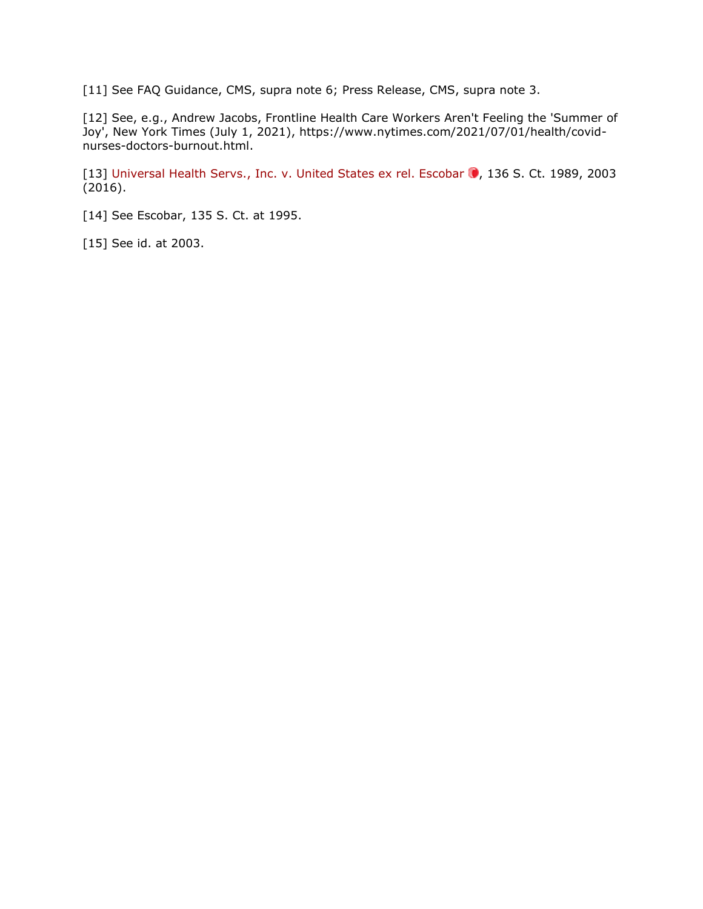[11] See FAQ Guidance, CMS, supra note 6; Press Release, CMS, supra note 3.

[12] See, e.g., Andrew Jacobs, Frontline Health Care Workers Aren't Feeling the 'Summer of Joy', New York Times (July 1, 2021), https://www.nytimes.com/2021/07/01/health/covid-nurses-doctors-burnout.html.

[13] Universal Health Servs., Inc. v. United States ex rel. Escobar, 136 S. Ct. 1989, 2003 (2016).

[14] See Escobar, 135 S. Ct. at 1995.

[15] See id. at 2003.